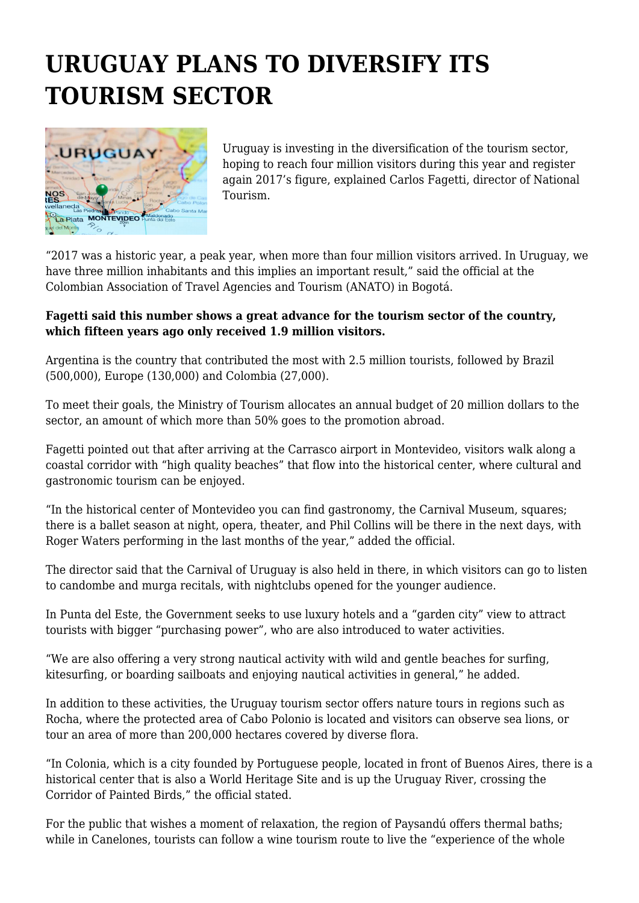# URUGUAY PLANS TO DIVERSIFY ITS TOURISM SECTOR

Uruguay is investing in the diversification of the tourism sector, hoping to reach four million visitors during this year and register again 2017's figure, explained Carlos Fagetti, director of National Tourism.

"2017 was a historic year, a peak year, when more than four million visitors arrived. In Uruguay, we have three million inhabitants and this implies an important result," said the official at the Colombian Association of Travel Agencies and Tourism (ANATO) in Bogotá.

**Fagetti said this number shows a great advance for the tourism sector of the country, which fifteen years ago only received 1.9 million visitors.**

Argentina is the country that contributed the most with 2.5 million tourists, followed by Brazil (500,000), Europe (130,000) and Colombia (27,000).

To meet their goals, the Ministry of Tourism allocates an annual budget of 20 million dollars to the sector, an amount of which more than 50% goes to the promotion abroad.

Fagetti pointed out that after arriving at the Carrasco airport in Montevideo, visitors walk along a coastal corridor with "high quality beaches" that flow into the historical center, where cultural and gastronomic tourism can be enjoyed.

"In the historical center of Montevideo you can find gastronomy, the Carnival Museum, squares; there is a ballet season at night, opera, theater, and Phil Collins will be there in the next days, with Roger Waters performing in the last months of the year," added the official.

The director said that the Carnival of Uruguay is also held in there, in which visitors can go to listen to candombe and murga recitals, with nightclubs opened for the younger audience.

In Punta del Este, the Government seeks to use luxury hotels and a "garden city" view to attract tourists with bigger "purchasing power", who are also introduced to water activities.

"We are also offering a very strong nautical activity with wild and gentle beaches for surfing, kitesurfing, or boarding sailboats and enjoying nautical activities in general," he added.

In addition to these activities, the Uruguay tourism sector offers nature tours in regions such as Rocha, where the protected area of Cabo Polonio is located and visitors can observe sea lions, or tour an area of more than 200,000 hectares covered by diverse flora.

"In Colonia, which is a city founded by Portuguese people, located in front of Buenos Aires, there is a historical center that is also a World Heritage Site and is up the Uruguay River, crossing the Corridor of Painted Birds," the official stated.

For the public that wishes a moment of relaxation, the region of Paysandú offers thermal baths; while in Canelones, tourists can follow a wine tourism route to live the "experience of the whole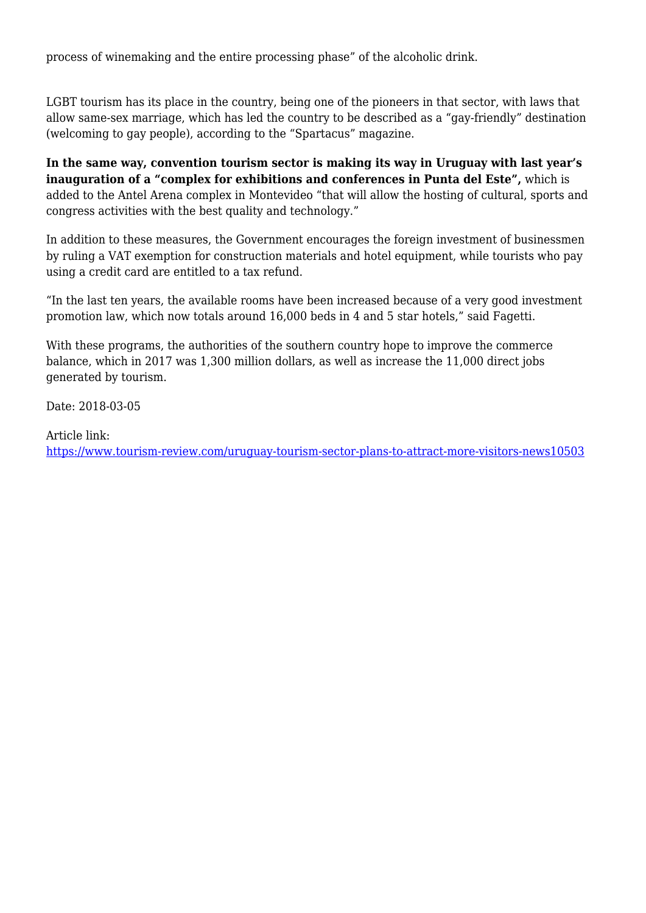process of winemaking and the entire processing phase" of the alcoholic drink.

LGBT tourism has its place in the country, being one of the pioneers in that sector, with laws that allow same-sex marriage, which has led the country to be described as a "gay-friendly" destination (welcoming to gay people), according to the "Spartacus" magazine.

**In the same way, convention tourism sector is making its way in Uruguay with last year's inauguration of a "complex for exhibitions and conferences in Punta del Este",** which is added to the Antel Arena complex in Montevideo "that will allow the hosting of cultural, sports and congress activities with the best quality and technology."

In addition to these measures, the Government encourages the foreign investment of businessmen by ruling a VAT exemption for construction materials and hotel equipment, while tourists who pay using a credit card are entitled to a tax refund.

"In the last ten years, the available rooms have been increased because of a very good investment promotion law, which now totals around 16,000 beds in 4 and 5 star hotels," said Fagetti.

With these programs, the authorities of the southern country hope to improve the commerce balance, which in 2017 was 1,300 million dollars, as well as increase the 11,000 direct jobs generated by tourism.

Date: 2018-03-05

Article link:
https://www.tourism-review.com/uruguay-tourism-sector-plans-to-attract-more-visitors-news10503